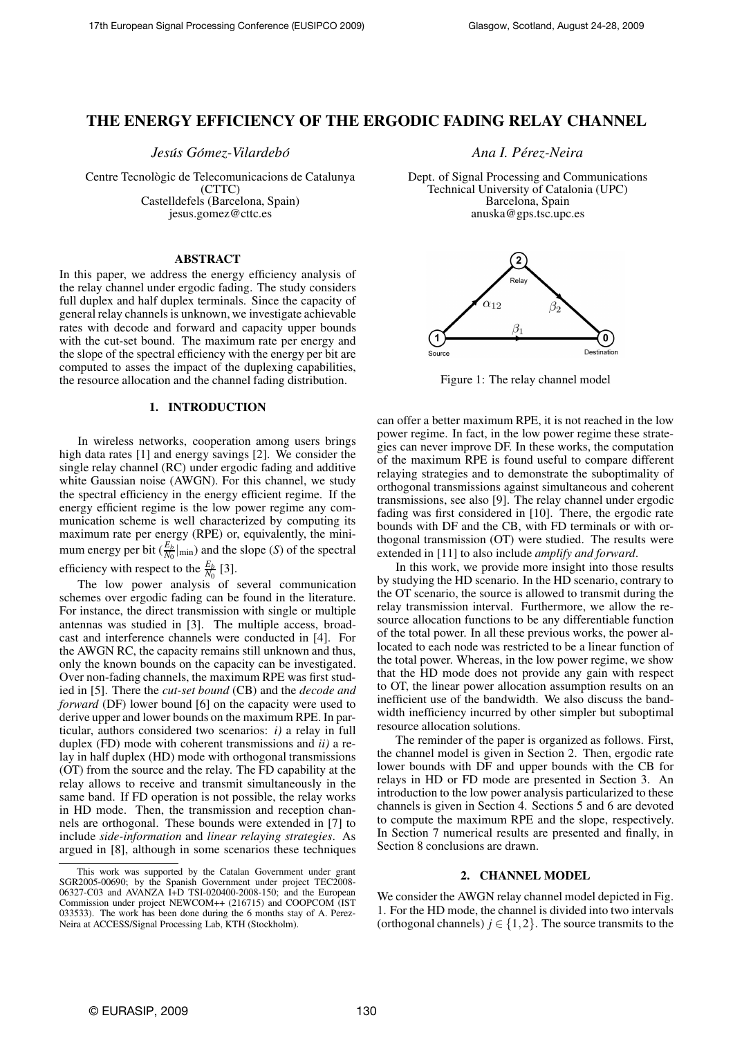# THE ENERGY EFFICIENCY OF THE ERGODIC FADING RELAY CHANNEL

*Jesús Gómez-Vilardebó*

Centre Tecnològic de Telecomunicacions de Catalunya (CTTC)
Castelldefels (Barcelona, Spain)
jesus.gomez@cttc.es

*Ana I. Pérez-Neira*

Dept. of Signal Processing and Communications
Technical University of Catalonia (UPC)
Barcelona, Spain
anuska@gps.tsc.upc.es

## ABSTRACT

In this paper, we address the energy efficiency analysis of the relay channel under ergodic fading. The study considers full duplex and half duplex terminals. Since the capacity of general relay channels is unknown, we investigate achievable rates with decode and forward and capacity upper bounds with the cut-set bound. The maximum rate per energy and the slope of the spectral efficiency with the energy per bit are computed to asses the impact of the duplexing capabilities, the resource allocation and the channel fading distribution.

## 1. INTRODUCTION

In wireless networks, cooperation among users brings high data rates [1] and energy savings [2]. We consider the single relay channel (RC) under ergodic fading and additive white Gaussian noise (AWGN). For this channel, we study the spectral efficiency in the energy efficient regime. If the energy efficient regime is the low power regime any communication scheme is well characterized by computing its maximum rate per energy (RPE) or, equivalently, the minimum energy per bit ($\frac{E_b}{N_0}|_{\min}$) and the slope ($S$) of the spectral efficiency with respect to the $\frac{E_b}{N_0}$ [3].

The low power analysis of several communication schemes over ergodic fading can be found in the literature. For instance, the direct transmission with single or multiple antennas was studied in [3]. The multiple access, broadcast and interference channels were conducted in [4]. For the AWGN RC, the capacity remains still unknown and thus, only the known bounds on the capacity can be investigated. Over non-fading channels, the maximum RPE was first studied in [5]. There the *cut-set bound* (CB) and the *decode and forward* (DF) lower bound [6] on the capacity were used to derive upper and lower bounds on the maximum RPE. In particular, authors considered two scenarios: *i)* a relay in full duplex (FD) mode with coherent transmissions and *ii)* a relay in half duplex (HD) mode with orthogonal transmissions (OT) from the source and the relay. The FD capability at the relay allows to receive and transmit simultaneously in the same band. If FD operation is not possible, the relay works in HD mode. Then, the transmission and reception channels are orthogonal. These bounds were extended in [7] to include *side-information* and *linear relaying strategies*. As argued in [8], although in some scenarios these techniques can offer a better maximum RPE, it is not reached in the low power regime. In fact, in the low power regime these strategies can never improve DF. In these works, the computation of the maximum RPE is found useful to compare different relaying strategies and to demonstrate the suboptimality of orthogonal transmissions against simultaneous and coherent transmissions, see also [9]. The relay channel under ergodic fading was first considered in [10]. There, the ergodic rate bounds with DF and the CB, with FD terminals or with orthogonal transmission (OT) were studied. The results were extended in [11] to also include *amplify and forward*.

In this work, we provide more insight into those results by studying the HD scenario. In the HD scenario, contrary to the OT scenario, the source is allowed to transmit during the relay transmission interval. Furthermore, we allow the resource allocation functions to be any differentiable function of the total power. In all these previous works, the power allocated to each node was restricted to be a linear function of the total power. Whereas, in the low power regime, we show that the HD mode does not provide any gain with respect to OT, the linear power allocation assumption results on an inefficient use of the bandwidth. We also discuss the bandwidth inefficiency incurred by other simpler but suboptimal resource allocation solutions.

The reminder of the paper is organized as follows. First, the channel model is given in Section 2. Then, ergodic rate lower bounds with DF and upper bounds with the CB for relays in HD or FD mode are presented in Section 3. An introduction to the low power analysis particularized to these channels is given in Section 4. Sections 5 and 6 are devoted to compute the maximum RPE and the slope, respectively. In Section 7 numerical results are presented and finally, in Section 8 conclusions are drawn.

This work was supported by the Catalan Government under grant SGR2005-00690; by the Spanish Government under project TEC2008-06327-C03 and AVANZA I+D TSI-020400-2008-150; and the European Commission under project NEWCOM++ (216715) and COOPCOM (IST 033533). The work has been done during the 6 months stay of A. Perez-Neira at ACCESS/Signal Processing Lab, KTH (Stockholm).

Figure 1: The relay channel model

## 2. CHANNEL MODEL

We consider the AWGN relay channel model depicted in Fig. 1. For the HD mode, the channel is divided into two intervals (orthogonal channels) $j \in \{1,2\}$. The source transmits to the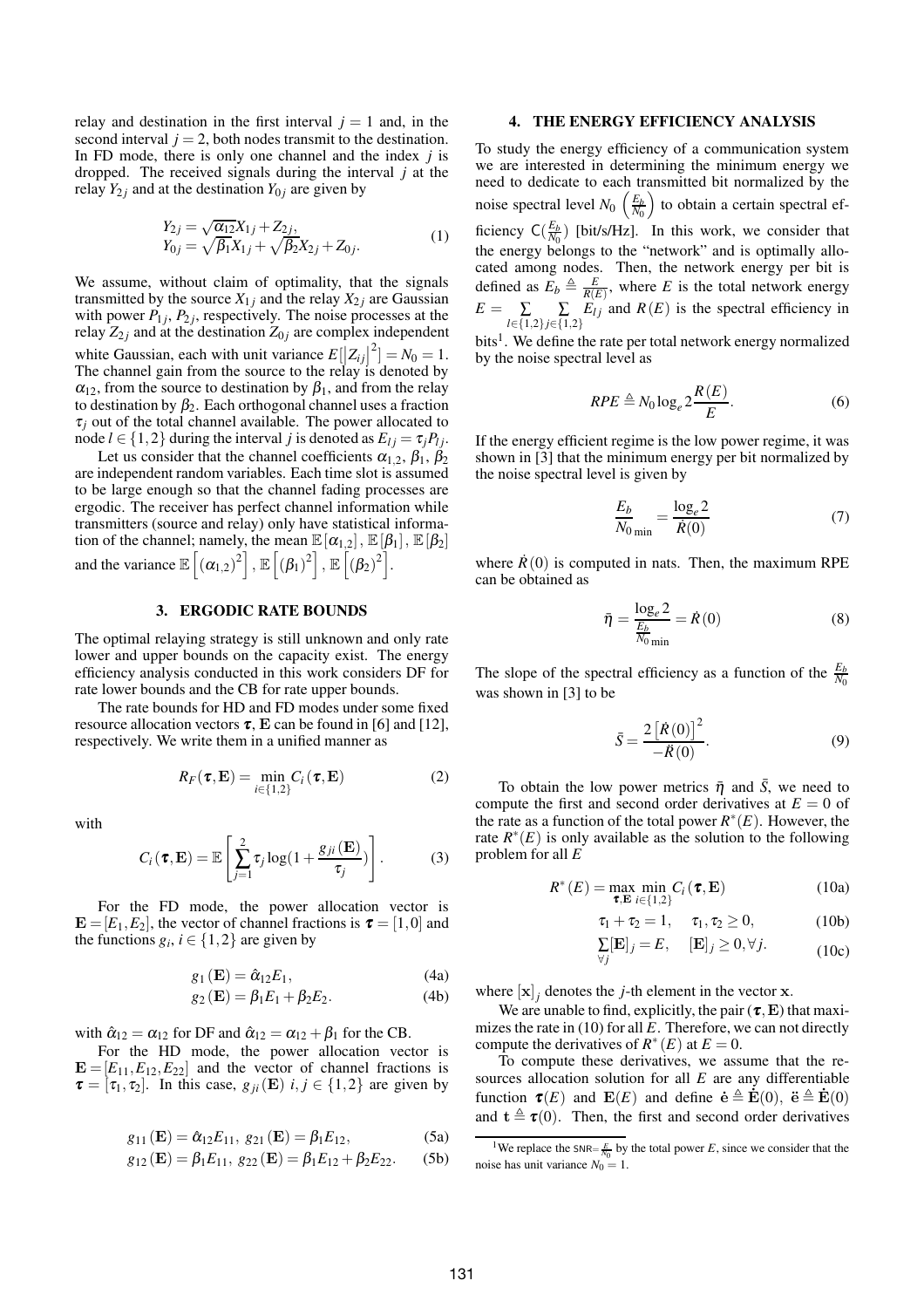relay and destination in the first interval $j = 1$ and, in the second interval $j = 2$, both nodes transmit to the destination. In FD mode, there is only one channel and the index $j$ is dropped. The received signals during the interval $j$ at the relay $Y_{2j}$ and at the destination $Y_{0j}$ are given by

$$
\begin{aligned}
Y_{2j} &= \sqrt{\alpha_{12}} X_{1j} + Z_{2j}, \\
Y_{0j} &= \sqrt{\beta_1} X_{1j} + \sqrt{\beta_2} X_{2j} + Z_{0j}.
\end{aligned} \tag{1}
$$

We assume, without claim of optimality, that the signals transmitted by the source $X_{1j}$ and the relay $X_{2j}$ are Gaussian with power $P_{1j}$, $P_{2j}$, respectively. The noise processes at the relay $Z_{2j}$ and at the destination $Z_{0j}$ are complex independent white Gaussian, each with unit variance $E\left[|Z_{ij}|^2\right] = N_0 = 1$. The channel gain from the source to the relay is denoted by $\alpha_{12}$, from the source to destination by $\beta_1$, and from the relay to destination by $\beta_2$. Each orthogonal channel uses a fraction $\tau_j$ out of the total channel available. The power allocated to node $l \in \{1,2\}$ during the interval $j$ is denoted as $E_{lj} = \tau_j P_{lj}$.

Let us consider that the channel coefficients $\alpha_{1,2}$, $\beta_1$, $\beta_2$ are independent random variables. Each time slot is assumed to be large enough so that the channel fading processes are ergodic. The receiver has perfect channel information while transmitters (source and relay) only have statistical information of the channel; namely, the mean $\mathbb{E}[\alpha_{1,2}]$, $\mathbb{E}[\beta_1]$, $\mathbb{E}[\beta_2]$ and the variance $\mathbb{E}\left[(\alpha_{1,2})^2\right]$, $\mathbb{E}\left[(\beta_1)^2\right]$, $\mathbb{E}\left[(\beta_2)^2\right]$.

## 3. ERGODIC RATE BOUNDS

The optimal relaying strategy is still unknown and only rate lower and upper bounds on the capacity exist. The energy efficiency analysis conducted in this work considers DF for rate lower bounds and the CB for rate upper bounds.

The rate bounds for HD and FD modes under some fixed resource allocation vectors $\boldsymbol{\tau}$, $\mathbf{E}$ can be found in [6] and [12], respectively. We write them in a unified manner as

$$
R_F(\boldsymbol{\tau}, \mathbf{E}) = \min_{i \in \{1,2\}} C_i(\boldsymbol{\tau}, \mathbf{E}) \tag{2}
$$

with

$$
C_i(\boldsymbol{\tau}, \mathbf{E}) = \mathbb{E}\left[\sum_{j=1}^{2} \tau_j \log\left(1 + \frac{g_{ji}(\mathbf{E})}{\tau_j}\right)\right]. \tag{3}
$$

For the FD mode, the power allocation vector is $\mathbf{E} = [E_1, E_2]$, the vector of channel fractions is $\boldsymbol{\tau} = [1, 0]$ and the functions $g_i$, $i \in \{1,2\}$ are given by

$$
\begin{aligned}
g_1(\mathbf{E}) &= \hat{\alpha}_{12} E_1, && \text{(4a)} \\
g_2(\mathbf{E}) &= \beta_1 E_1 + \beta_2 E_2. && \text{(4b)}
\end{aligned}
$$

with $\hat{\alpha}_{12} = \alpha_{12}$ for DF and $\hat{\alpha}_{12} = \alpha_{12} + \beta_1$ for the CB.

For the HD mode, the power allocation vector is $\mathbf{E} = [E_{11}, E_{12}, E_{22}]$ and the vector of channel fractions is $\boldsymbol{\tau} = [\tau_1, \tau_2]$. In this case, $g_{ji}(\mathbf{E})$ $i, j \in \{1,2\}$ are given by

$$
\begin{aligned}
g_{11}(\mathbf{E}) &= \hat{\alpha}_{12} E_{11}, \; g_{21}(\mathbf{E}) = \beta_1 E_{12}, && \text{(5a)} \\
g_{12}(\mathbf{E}) &= \beta_1 E_{11}, \; g_{22}(\mathbf{E}) = \beta_1 E_{12} + \beta_2 E_{22}. && \text{(5b)}
\end{aligned}
$$

## 4. THE ENERGY EFFICIENCY ANALYSIS

To study the energy efficiency of a communication system we are interested in determining the minimum energy we need to dedicate to each transmitted bit normalized by the noise spectral level $N_0$ $\left(\frac{E_b}{N_0}\right)$ to obtain a certain spectral efficiency $\mathsf{C}(\frac{E_b}{N_0})$ [bit/s/Hz]. In this work, we consider that the energy belongs to the "network" and is optimally allocated among nodes. Then, the network energy per bit is defined as $E_b \triangleq \frac{E}{R(E)}$, where $E$ is the total network energy $E = \sum_{l \in \{1,2\}} \sum_{j \in \{1,2\}} E_{lj}$ and $R(E)$ is the spectral efficiency in bits[1]. We define the rate per total network energy normalized by the noise spectral level as

$$
RPE \triangleq N_0 \log_e 2 \frac{R(E)}{E}. \tag{6}
$$

If the energy efficient regime is the low power regime, it was shown in [3] that the minimum energy per bit normalized by the noise spectral level is given by

$$
\frac{E_b}{N_0}_{\min} = \frac{\log_e 2}{\dot{R}(0)} \tag{7}
$$

where $\dot{R}(0)$ is computed in nats. Then, the maximum RPE can be obtained as

$$
\bar{\eta} = \frac{\log_e 2}{\frac{E_b}{N_0}_{\min}} = \dot{R}(0) \tag{8}
$$

The slope of the spectral efficiency as a function of the $\frac{E_b}{N_0}$ was shown in [3] to be

$$
\bar{S} = \frac{2\left[\dot{R}(0)\right]^2}{-\ddot{R}(0)}. \tag{9}
$$

To obtain the low power metrics $\bar{\eta}$ and $\bar{S}$, we need to compute the first and second order derivatives at $E = 0$ of the rate as a function of the total power $R^*(E)$. However, the rate $R^*(E)$ is only available as the solution to the following problem for all $E$

$$
\begin{aligned}
R^*(E) &= \max_{\boldsymbol{\tau}, \mathbf{E}} \min_{i \in \{1,2\}} C_i(\boldsymbol{\tau}, \mathbf{E}) && \text{(10a)} \\
& \tau_1 + \tau_2 = 1, \quad \tau_1, \tau_2 \geq 0, && \text{(10b)} \\
& \sum_{\forall j} [\mathbf{E}]_j = E, \quad [\mathbf{E}]_j \geq 0, \forall j. && \text{(10c)}
\end{aligned}
$$

where $[\mathbf{x}]_j$ denotes the $j$-th element in the vector $\mathbf{x}$.

We are unable to find, explicitly, the pair $(\boldsymbol{\tau}, \mathbf{E})$ that maximizes the rate in (10) for all $E$. Therefore, we can not directly compute the derivatives of $R^*(E)$ at $E = 0$.

To compute these derivatives, we assume that the resources allocation solution for all $E$ are any differentiable function $\boldsymbol{\tau}(E)$ and $\mathbf{E}(E)$ and define $\dot{\mathbf{e}} \triangleq \dot{\mathbf{E}}(0)$, $\ddot{\mathbf{e}} \triangleq \dot{\mathbf{E}}(0)$ and $\mathbf{t} \triangleq \boldsymbol{\tau}(0)$. Then, the first and second order derivatives

[1] We replace the $\mathsf{SNR} = \frac{E}{N_0}$ by the total power $E$, since we consider that the noise has unit variance $N_0 = 1$.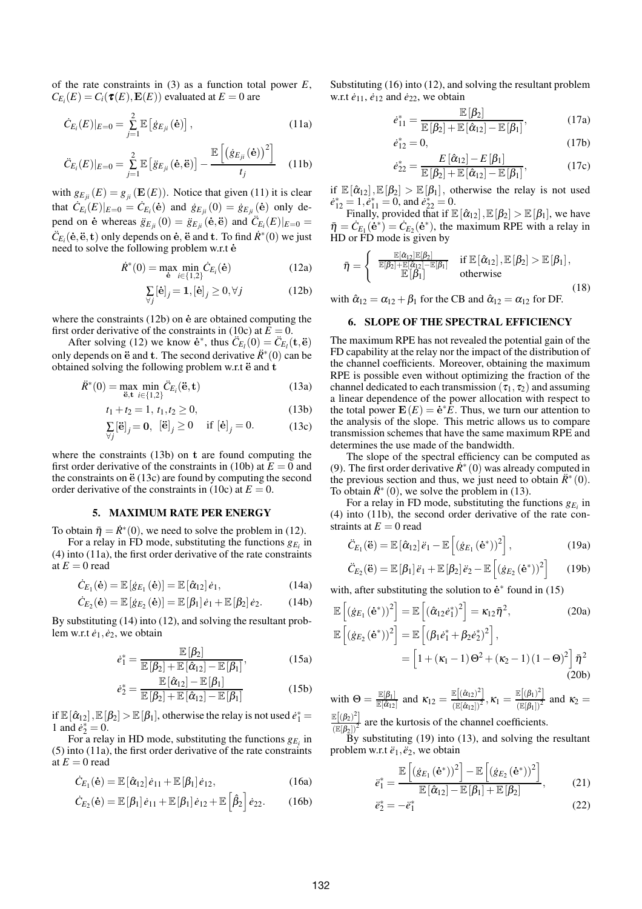of the rate constraints in (3) as a function total power $E$, $C_{E_i}(E) = C_i(\boldsymbol{\tau}(E), \mathbf{E}(E))$ evaluated at $E = 0$ are

$$\dot{C}_{E_i}(E)|_{E=0} = \sum_{j=1}^{2} \mathbb{E}\left[\dot{g}_{E_{ji}}(\dot{\mathbf{e}})\right], \tag{11a}$$

$$\ddot{C}_{E_i}(E)|_{E=0} = \sum_{j=1}^{2} \mathbb{E}\left[\ddot{g}_{E_{ji}}(\dot{\mathbf{e}}, \ddot{\mathbf{e}})\right] - \frac{\mathbb{E}\left[\left(\dot{g}_{E_{ji}}(\dot{\mathbf{e}})\right)^2\right]}{t_j} \tag{11b}$$

with $g_{E_{ji}}(E) = g_{ji}(\mathbf{E}(E))$. Notice that given (11) it is clear that $\dot{C}_{E_i}(E)|_{E=0} = \dot{C}_{E_i}(\dot{\mathbf{e}})$ and $\dot{g}_{E_{ji}}(0) = \dot{g}_{E_{ji}}(\dot{\mathbf{e}})$ only depend on $\dot{\mathbf{e}}$ whereas $\ddot{g}_{E_{ji}}(0) = \ddot{g}_{E_{ji}}(\dot{\mathbf{e}}, \ddot{\mathbf{e}})$ and $\ddot{C}_{E_i}(E)|_{E=0} = \ddot{C}_{E_i}(\dot{\mathbf{e}}, \ddot{\mathbf{e}}, \mathbf{t})$ only depends on $\dot{\mathbf{e}}$, $\ddot{\mathbf{e}}$ and $\mathbf{t}$. To find $\dot{R}^*(0)$ we just need to solve the following problem w.r.t $\dot{\mathbf{e}}$

$$\dot{R}^*(0) = \max_{\dot{\mathbf{e}}} \min_{i \in \{1,2\}} \dot{C}_{E_i}(\dot{\mathbf{e}}) \tag{12a}$$

$$\sum_{\forall j} [\dot{\mathbf{e}}]_j = \mathbf{1}, [\dot{\mathbf{e}}]_j \geq 0, \forall j \tag{12b}$$

where the constraints (12b) on $\dot{\mathbf{e}}$ are obtained computing the first order derivative of the constraints in (10c) at $E = 0$.

After solving (12) we know $\dot{\mathbf{e}}^*$, thus $\ddot{C}_{E_i}(0) = \ddot{C}_{E_i}(\mathbf{t}, \ddot{\mathbf{e}})$ only depends on $\ddot{\mathbf{e}}$ and $\mathbf{t}$. The second derivative $\ddot{R}^*(0)$ can be obtained solving the following problem w.r.t $\ddot{\mathbf{e}}$ and $\mathbf{t}$

$$\ddot{R}^*(0) = \max_{\ddot{\mathbf{e}}, \mathbf{t}} \min_{i \in \{1,2\}} \ddot{C}_{E_i}(\ddot{\mathbf{e}}, \mathbf{t}) \tag{13a}$$

$$t_1 + t_2 = 1,\ t_1, t_2 \geq 0, \tag{13b}$$

$$\sum_{\forall j} [\ddot{\mathbf{e}}]_j = \mathbf{0},\ \ [\ddot{\mathbf{e}}]_j \geq 0 \quad \text{if } [\dot{\mathbf{e}}]_j = 0. \tag{13c}$$

where the constraints (13b) on $\mathbf{t}$ are found computing the first order derivative of the constraints in (10b) at $E = 0$ and the constraints on $\ddot{\mathbf{e}}$ (13c) are found by computing the second order derivative of the constraints in (10c) at $E = 0$.

## 5. MAXIMUM RATE PER ENERGY

To obtain $\bar{\eta} = \dot{R}^*(0)$, we need to solve the problem in (12).

For a relay in FD mode, substituting the functions $g_{E_i}$ in (4) into (11a), the first order derivative of the rate constraints at $E = 0$ read

$$\dot{C}_{E_1}(\dot{\mathbf{e}}) = \mathbb{E}\left[\dot{g}_{E_1}(\dot{\mathbf{e}})\right] = \mathbb{E}\left[\hat{\alpha}_{12}\right] \dot{e}_1, \tag{14a}$$

$$\dot{C}_{E_2}(\dot{\mathbf{e}}) = \mathbb{E}\left[\dot{g}_{E_2}(\dot{\mathbf{e}})\right] = \mathbb{E}\left[\beta_1\right] \dot{e}_1 + \mathbb{E}\left[\beta_2\right] \dot{e}_2. \tag{14b}$$

By substituting (14) into (12), and solving the resultant problem w.r.t $\dot{e}_1, \dot{e}_2$, we obtain

$$\dot{e}_1^* = \frac{\mathbb{E}\left[\beta_2\right]}{\mathbb{E}\left[\beta_2\right] + \mathbb{E}\left[\hat{\alpha}_{12}\right] - \mathbb{E}\left[\beta_1\right]}, \tag{15a}$$

$$\dot{e}_2^* = \frac{\mathbb{E}\left[\hat{\alpha}_{12}\right] - \mathbb{E}\left[\beta_1\right]}{\mathbb{E}\left[\beta_2\right] + \mathbb{E}\left[\hat{\alpha}_{12}\right] - \mathbb{E}\left[\beta_1\right]} \tag{15b}$$

if $\mathbb{E}\left[\hat{\alpha}_{12}\right], \mathbb{E}\left[\beta_2\right] > \mathbb{E}\left[\beta_1\right]$, otherwise the relay is not used $\dot{e}_1^* = 1$ and $\dot{e}_2^* = 0$.

For a relay in HD mode, substituting the functions $g_{E_i}$ in (5) into (11a), the first order derivative of the rate constraints at $E = 0$ read

$$\dot{C}_{E_1}(\dot{\mathbf{e}}) = \mathbb{E}\left[\hat{\alpha}_{12}\right] \dot{e}_{11} + \mathbb{E}\left[\beta_1\right] \dot{e}_{12}, \tag{16a}$$

$$\dot{C}_{E_2}(\dot{\mathbf{e}}) = \mathbb{E}\left[\beta_1\right] \dot{e}_{11} + \mathbb{E}\left[\beta_1\right] \dot{e}_{12} + \mathbb{E}\left[\hat{\beta}_2\right] \dot{e}_{22}. \tag{16b}$$

Substituting (16) into (12), and solving the resultant problem w.r.t $\dot{e}_{11}$, $\dot{e}_{12}$ and $\dot{e}_{22}$, we obtain

$$\dot{e}_{11}^* = \frac{\mathbb{E}\left[\beta_2\right]}{\mathbb{E}\left[\beta_2\right] + \mathbb{E}\left[\hat{\alpha}_{12}\right] - \mathbb{E}\left[\beta_1\right]}, \tag{17a}$$

$$\dot{e}_{12}^* = 0, \tag{17b}$$

$$\dot{e}_{22}^* = \frac{E\left[\hat{\alpha}_{12}\right] - E\left[\beta_1\right]}{\mathbb{E}\left[\beta_2\right] + \mathbb{E}\left[\hat{\alpha}_{12}\right] - \mathbb{E}\left[\beta_1\right]}, \tag{17c}$$

if $\mathbb{E}\left[\hat{\alpha}_{12}\right], \mathbb{E}\left[\beta_2\right] > \mathbb{E}\left[\beta_1\right]$, otherwise the relay is not used $\dot{e}_{12}^* = 1, \dot{e}_{11}^* = 0$, and $\dot{e}_{22}^* = 0$.

Finally, provided that if $\mathbb{E}\left[\hat{\alpha}_{12}\right], \mathbb{E}\left[\beta_2\right] > \mathbb{E}\left[\beta_1\right]$, we have $\bar{\eta} = \dot{C}_{E_1}(\dot{\mathbf{e}}^*) = \dot{C}_{E_2}(\dot{\mathbf{e}}^*)$, the maximum RPE with a relay in HD or FD mode is given by

$$\bar{\eta} = \begin{cases} \frac{\mathbb{E}[\hat{\alpha}_{12}]\mathbb{E}[\beta_2]}{\mathbb{E}[\beta_2] + \mathbb{E}[\hat{\alpha}_{12}] - \mathbb{E}[\beta_1]} & \text{if } \mathbb{E}\left[\hat{\alpha}_{12}\right], \mathbb{E}\left[\beta_2\right] > \mathbb{E}\left[\beta_1\right], \\ \mathbb{E}\left[\beta_1\right] & \text{otherwise} \end{cases} \tag{18}$$

with $\hat{\alpha}_{12} = \alpha_{12} + \beta_1$ for the CB and $\hat{\alpha}_{12} = \alpha_{12}$ for DF.

## 6. SLOPE OF THE SPECTRAL EFFICIENCY

The maximum RPE has not revealed the potential gain of the FD capability at the relay nor the impact of the distribution of the channel coefficients. Moreover, obtaining the maximum RPE is possible even without optimizing the fraction of the channel dedicated to each transmission $(\tau_1, \tau_2)$ and assuming a linear dependence of the power allocation with respect to the total power $\mathbf{E}(E) = \dot{\mathbf{e}}^* E$. Thus, we turn our attention to the analysis of the slope. This metric allows us to compare transmission schemes that have the same maximum RPE and determines the use made of the bandwidth.

The slope of the spectral efficiency can be computed as (9). The first order derivative $\dot{R}^*(0)$ was already computed in the previous section and thus, we just need to obtain $\ddot{R}^*(0)$. To obtain $\ddot{R}^*(0)$, we solve the problem in (13).

For a relay in FD mode, substituting the functions $g_{E_i}$ in (4) into (11b), the second order derivative of the rate constraints at $E = 0$ read

$$\ddot{C}_{E_1}(\ddot{\mathbf{e}}) = \mathbb{E}\left[\hat{\alpha}_{12}\right] \ddot{e}_1 - \mathbb{E}\left[\left(\dot{g}_{E_1}(\dot{\mathbf{e}}^*)\right)^2\right], \tag{19a}$$

$$\ddot{C}_{E_2}(\ddot{\mathbf{e}}) = \mathbb{E}\left[\beta_1\right] \ddot{e}_1 + \mathbb{E}\left[\beta_2\right] \ddot{e}_2 - \mathbb{E}\left[\left(\dot{g}_{E_2}(\dot{\mathbf{e}}^*)\right)^2\right] \tag{19b}$$

with, after substituting the solution to $\dot{\mathbf{e}}^*$ found in (15)

$$\mathbb{E}\left[\left(\dot{g}_{E_1}(\dot{\mathbf{e}}^*)\right)^2\right] = \mathbb{E}\left[\left(\hat{\alpha}_{12}\dot{e}_1^*\right)^2\right] = \kappa_{12}\bar{\eta}^2, \tag{20a}$$

$$\begin{aligned} \mathbb{E}\left[\left(\dot{g}_{E_2}(\dot{\mathbf{e}}^*)\right)^2\right] &= \mathbb{E}\left[\left(\beta_1\dot{e}_1^* + \beta_2\dot{e}_2^*\right)^2\right], \\ &= \left[1 + (\kappa_1 - 1)\Theta^2 + (\kappa_2 - 1)(1 - \Theta)^2\right]\bar{\eta}^2 \end{aligned} \tag{20b}$$

with $\Theta = \frac{\mathbb{E}[\beta_1]}{\mathbb{E}[\hat{\alpha}_{12}]}$ and $\kappa_{12} = \frac{\mathbb{E}\left[(\hat{\alpha}_{12})^2\right]}{(\mathbb{E}[\hat{\alpha}_{12}])^2}, \kappa_1 = \frac{\mathbb{E}\left[(\beta_1)^2\right]}{(\mathbb{E}[\beta_1])^2}$ and $\kappa_2 = \frac{\mathbb{E}\left[(\beta_2)^2\right]}{(\mathbb{E}[\beta_2])^2}$ are the kurtosis of the channel coefficients.

By substituting (19) into (13), and solving the resultant problem w.r.t $\ddot{e}_1, \ddot{e}_2$, we obtain

$$\ddot{e}_1^* = \frac{\mathbb{E}\left[\left(\dot{g}_{E_1}(\dot{\mathbf{e}}^*)\right)^2\right] - \mathbb{E}\left[\left(\dot{g}_{E_2}(\dot{\mathbf{e}}^*)\right)^2\right]}{\mathbb{E}\left[\hat{\alpha}_{12}\right] - \mathbb{E}\left[\beta_1\right] + \mathbb{E}\left[\beta_2\right]}, \tag{21}$$

$$\ddot{e}_2^* = -\ddot{e}_1^* \tag{22}$$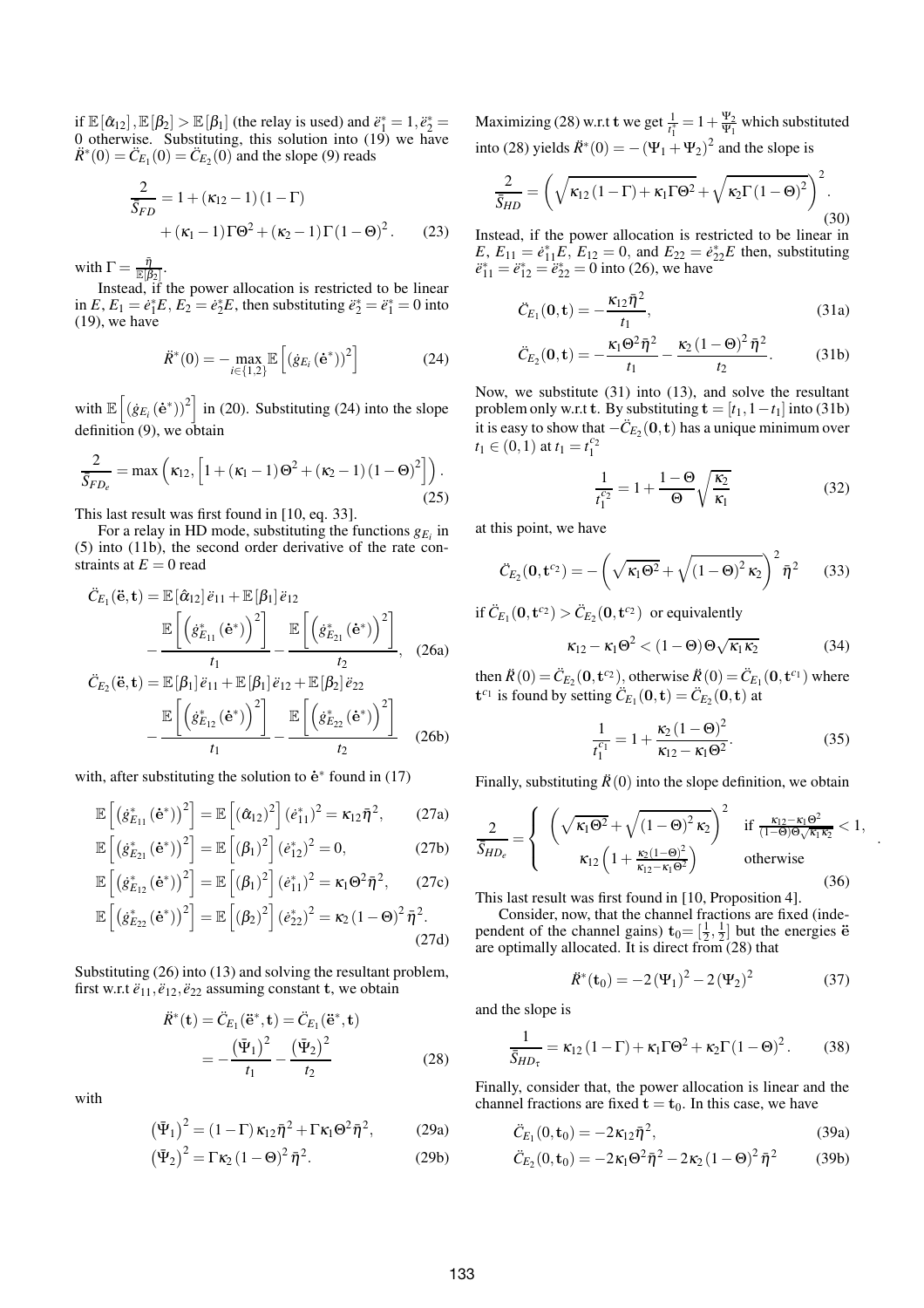if $\mathbb{E}[\hat{\alpha}_{12}], \mathbb{E}[\beta_2] > \mathbb{E}[\beta_1]$ (the relay is used) and $\ddot{e}_1^* = 1, \ddot{e}_2^* = 0$ otherwise. Substituting, this solution into (19) we have $\ddot{R}^*(0) = \ddot{C}_{E_1}(0) = \ddot{C}_{E_2}(0)$ and the slope (9) reads

$$\frac{2}{\bar{S}_{FD}} = 1 + (\kappa_{12} - 1)(1 - \Gamma) + (\kappa_1 - 1)\Gamma\Theta^2 + (\kappa_2 - 1)\Gamma(1 - \Theta)^2. \tag{23}$$

with $\Gamma = \frac{\bar{\eta}}{\mathbb{E}[\beta_2]}$.

Instead, if the power allocation is restricted to be linear in $E$, $E_1 = \dot{e}_1^* E$, $E_2 = \dot{e}_2^* E$, then substituting $\ddot{e}_2^* = \ddot{e}_1^* = 0$ into (19), we have

$$\ddot{R}^*(0) = -\max_{i \in \{1,2\}} \mathbb{E}\left[\left(\dot{g}_{E_i}(\dot{\mathbf{e}}^*)\right)^2\right] \tag{24}$$

with $\mathbb{E}\left[\left(\dot{g}_{E_i}(\dot{\mathbf{e}}^*)\right)^2\right]$ in (20). Substituting (24) into the slope definition (9), we obtain

$$\frac{2}{\bar{S}_{FD_e}} = \max\left(\kappa_{12}, \left[1 + (\kappa_1 - 1)\Theta^2 + (\kappa_2 - 1)(1 - \Theta)^2\right]\right). \tag{25}$$

This last result was first found in [10, eq. 33].

For a relay in HD mode, substituting the functions $g_{E_i}$ in (5) into (11b), the second order derivative of the rate constraints at $E = 0$ read

$$\begin{aligned}
\ddot{C}_{E_1}(\ddot{\mathbf{e}}, \mathbf{t}) &= \mathbb{E}[\hat{\alpha}_{12}]\ddot{e}_{11} + \mathbb{E}[\beta_1]\ddot{e}_{12} \\
&\quad - \frac{\mathbb{E}\left[\left(\dot{g}^*_{E_{11}}(\dot{\mathbf{e}}^*)\right)^2\right]}{t_1} - \frac{\mathbb{E}\left[\left(\dot{g}^*_{E_{21}}(\dot{\mathbf{e}}^*)\right)^2\right]}{t_2}, \quad \text{(26a)} \\
\ddot{C}_{E_2}(\ddot{\mathbf{e}}, \mathbf{t}) &= \mathbb{E}[\beta_1]\ddot{e}_{11} + \mathbb{E}[\beta_1]\ddot{e}_{12} + \mathbb{E}[\beta_2]\ddot{e}_{22} \\
&\quad - \frac{\mathbb{E}\left[\left(\dot{g}^*_{E_{12}}(\dot{\mathbf{e}}^*)\right)^2\right]}{t_1} - \frac{\mathbb{E}\left[\left(\dot{g}^*_{E_{22}}(\dot{\mathbf{e}}^*)\right)^2\right]}{t_2} \quad \text{(26b)}
\end{aligned}$$

with, after substituting the solution to $\dot{\mathbf{e}}^*$ found in (17)

$$\mathbb{E}\left[\left(\dot{g}^*_{E_{11}}(\dot{\mathbf{e}}^*)\right)^2\right] = \mathbb{E}\left[(\hat{\alpha}_{12})^2\right](\dot{e}^*_{11})^2 = \kappa_{12}\bar{\eta}^2, \tag{27a}$$

$$\mathbb{E}\left[\left(\dot{g}^*_{E_{21}}(\dot{\mathbf{e}}^*)\right)^2\right] = \mathbb{E}\left[(\beta_1)^2\right](\dot{e}^*_{12})^2 = 0, \tag{27b}$$

$$\mathbb{E}\left[\left(\dot{g}^*_{E_{12}}(\dot{\mathbf{e}}^*)\right)^2\right] = \mathbb{E}\left[(\beta_1)^2\right](\dot{e}^*_{11})^2 = \kappa_1\Theta^2\bar{\eta}^2, \tag{27c}$$

$$\mathbb{E}\left[\left(\dot{g}^*_{E_{22}}(\dot{\mathbf{e}}^*)\right)^2\right] = \mathbb{E}\left[(\beta_2)^2\right](\dot{e}^*_{22})^2 = \kappa_2(1 - \Theta)^2\bar{\eta}^2. \tag{27d}$$

Substituting (26) into (13) and solving the resultant problem, first w.r.t $\ddot{e}_{11}, \ddot{e}_{12}, \ddot{e}_{22}$ assuming constant $\mathbf{t}$, we obtain

$$\begin{aligned}
\ddot{R}^*(\mathbf{t}) &= \ddot{C}_{E_1}(\ddot{\mathbf{e}}^*, \mathbf{t}) = \ddot{C}_{E_1}(\ddot{\mathbf{e}}^*, \mathbf{t}) \\
&= -\frac{\left(\bar{\Psi}_1\right)^2}{t_1} - \frac{\left(\bar{\Psi}_2\right)^2}{t_2}
\end{aligned} \tag{28}$$

with

$$\left(\bar{\Psi}_1\right)^2 = (1 - \Gamma)\kappa_{12}\bar{\eta}^2 + \Gamma\kappa_1\Theta^2\bar{\eta}^2, \tag{29a}$$

$$\left(\bar{\Psi}_2\right)^2 = \Gamma\kappa_2(1 - \Theta)^2\bar{\eta}^2. \tag{29b}$$

Maximizing (28) w.r.t $\mathbf{t}$ we get $\frac{1}{t_1^*} = 1 + \frac{\Psi_2}{\Psi_1}$ which substituted into (28) yields $\ddot{R}^*(0) = -(\Psi_1 + \Psi_2)^2$ and the slope is

$$\frac{2}{\bar{S}_{HD}} = \left(\sqrt{\kappa_{12}(1 - \Gamma) + \kappa_1\Gamma\Theta^2} + \sqrt{\kappa_2\Gamma(1 - \Theta)^2}\right)^2. \tag{30}$$

Instead, if the power allocation is restricted to be linear in $E$, $E_{11} = \dot{e}^*_{11}E$, $E_{12} = 0$, and $E_{22} = \dot{e}^*_{22}E$ then, substituting $\ddot{e}^*_{11} = \ddot{e}^*_{12} = \ddot{e}^*_{22} = 0$ into (26), we have

$$\ddot{C}_{E_1}(\mathbf{0}, \mathbf{t}) = -\frac{\kappa_{12}\bar{\eta}^2}{t_1}, \tag{31a}$$

$$\ddot{C}_{E_2}(\mathbf{0}, \mathbf{t}) = -\frac{\kappa_1\Theta^2\bar{\eta}^2}{t_1} - \frac{\kappa_2(1 - \Theta)^2\bar{\eta}^2}{t_2}. \tag{31b}$$

Now, we substitute (31) into (13), and solve the resultant problem only w.r.t $\mathbf{t}$. By substituting $\mathbf{t} = [t_1, 1 - t_1]$ into (31b) it is easy to show that $-\ddot{C}_{E_2}(\mathbf{0}, \mathbf{t})$ has a unique minimum over $t_1 \in (0, 1)$ at $t_1 = t_1^{c_2}$

$$\frac{1}{t_1^{c_2}} = 1 + \frac{1 - \Theta}{\Theta}\sqrt{\frac{\kappa_2}{\kappa_1}} \tag{32}$$

at this point, we have

$$\ddot{C}_{E_2}(\mathbf{0}, \mathbf{t}^{c_2}) = -\left(\sqrt{\kappa_1\Theta^2} + \sqrt{(1 - \Theta)^2\kappa_2}\right)^2\bar{\eta}^2 \tag{33}$$

if $\ddot{C}_{E_1}(\mathbf{0}, \mathbf{t}^{c_2}) > \ddot{C}_{E_2}(\mathbf{0}, \mathbf{t}^{c_2})$ or equivalently

$$\kappa_{12} - \kappa_1\Theta^2 < (1 - \Theta)\Theta\sqrt{\kappa_1\kappa_2} \tag{34}$$

then $\ddot{R}(0) = \ddot{C}_{E_2}(\mathbf{0}, \mathbf{t}^{c_2})$, otherwise $\ddot{R}(0) = \ddot{C}_{E_1}(\mathbf{0}, \mathbf{t}^{c_1})$ where $\mathbf{t}^{c_1}$ is found by setting $\ddot{C}_{E_1}(\mathbf{0}, \mathbf{t}) = \ddot{C}_{E_2}(\mathbf{0}, \mathbf{t})$ at

$$\frac{1}{t_1^{c_1}} = 1 + \frac{\kappa_2(1 - \Theta)^2}{\kappa_{12} - \kappa_1\Theta^2}. \tag{35}$$

Finally, substituting $\ddot{R}(0)$ into the slope definition, we obtain

$$\frac{2}{\bar{S}_{HD_e}} = \begin{cases} \left(\sqrt{\kappa_1\Theta^2} + \sqrt{(1 - \Theta)^2\kappa_2}\right)^2 & \text{if } \frac{\kappa_{12} - \kappa_1\Theta^2}{(1 - \Theta)\Theta\sqrt{\kappa_1\kappa_2}} < 1, \\ \kappa_{12}\left(1 + \frac{\kappa_2(1 - \Theta)^2}{\kappa_{12} - \kappa_1\Theta^2}\right) & \text{otherwise} \end{cases}. \tag{36}$$

This last result was first found in [10, Proposition 4].

Consider, now, that the channel fractions are fixed (independent of the channel gains) $\mathbf{t}_0 = [\frac{1}{2}, \frac{1}{2}]$ but the energies $\ddot{\mathbf{e}}$ are optimally allocated. It is direct from (28) that

$$\ddot{R}^*(\mathbf{t}_0) = -2(\Psi_1)^2 - 2(\Psi_2)^2 \tag{37}$$

and the slope is

$$\frac{1}{\bar{S}_{HD_\tau}} = \kappa_{12}(1 - \Gamma) + \kappa_1\Gamma\Theta^2 + \kappa_2\Gamma(1 - \Theta)^2. \tag{38}$$

Finally, consider that, the power allocation is linear and the channel fractions are fixed $\mathbf{t} = \mathbf{t}_0$. In this case, we have

$$\ddot{C}_{E_1}(0, \mathbf{t}_0) = -2\kappa_{12}\bar{\eta}^2, \tag{39a}$$

$$\ddot{C}_{E_2}(0, \mathbf{t}_0) = -2\kappa_1\Theta^2\bar{\eta}^2 - 2\kappa_2(1 - \Theta)^2\bar{\eta}^2 \tag{39b}$$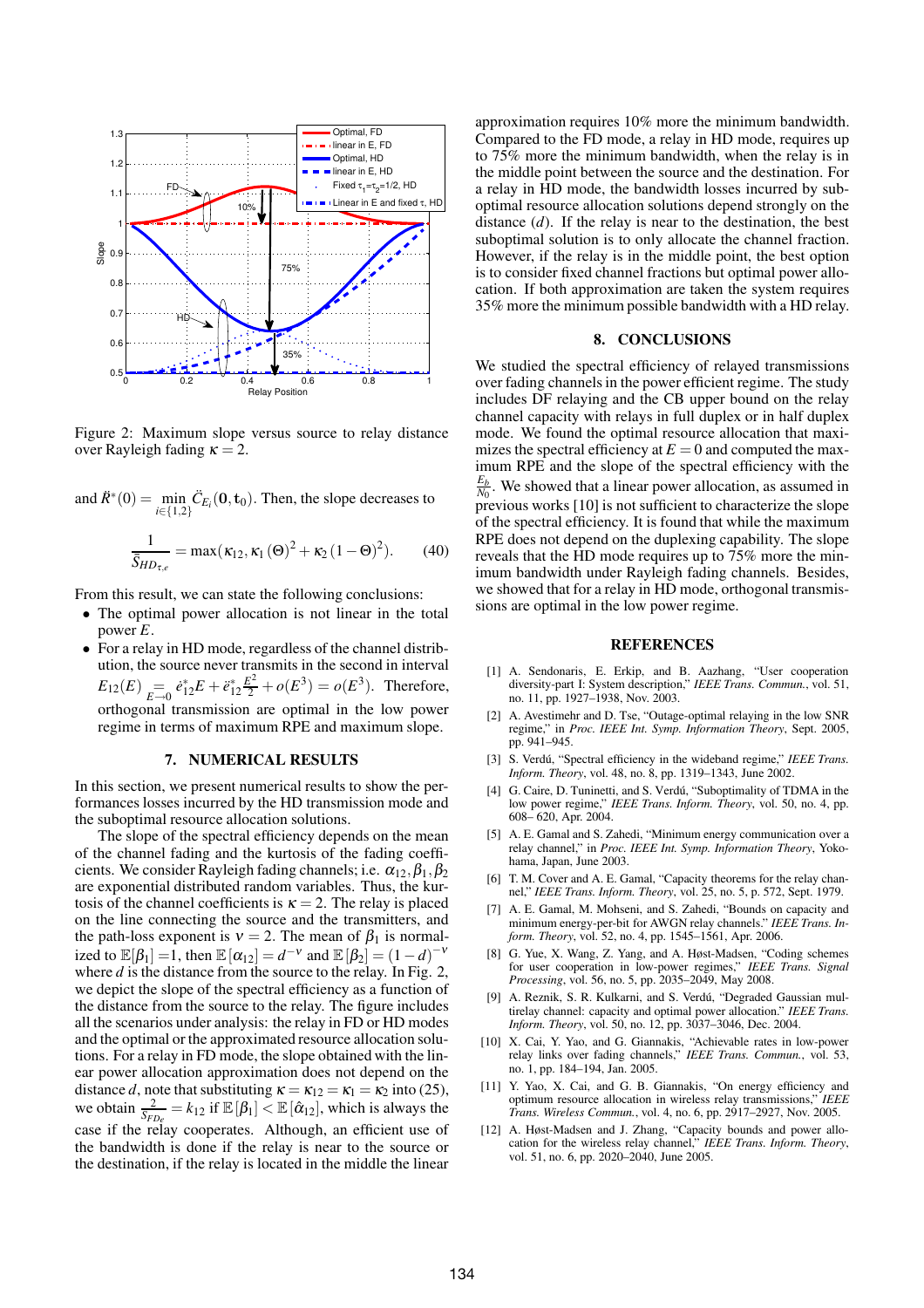1.3
1.2
1.1
1
0.9
0.8
0.7
0.6
0.5
Slope
0
0.2
0.4
0.6
0.8
1
Relay Position
Optimal, FD
linear in E, FD
Optimal, HD
linear in E, HD
Fixed $\tau_1$=$\tau_2$=1/2, HD
Linear in E and fixed $\tau$, HD
FD
10%
75%
HD
35%

Figure 2: Maximum slope versus source to relay distance over Rayleigh fading $\kappa = 2$.

and $\ddot{R}^*(0) = \min_{i \in \{1,2\}} \ddot{C}_{E_i}(\mathbf{0}, \mathbf{t}_0)$. Then, the slope decreases to

$$\frac{1}{\bar{S}_{HD_{\tau,e}}} = \max(\kappa_{12}, \kappa_1(\Theta)^2 + \kappa_2(1-\Theta)^2). \qquad (40)$$

From this result, we can state the following conclusions:

- The optimal power allocation is not linear in the total power $E$.
- For a relay in HD mode, regardless of the channel distribution, the source never transmits in the second in interval $E_{12}(E) \underset{E \to 0}{=} \dot{e}^*_{12} E + \ddot{e}^*_{12} \frac{E^2}{2} + o(E^3) = o(E^3)$. Therefore, orthogonal transmission are optimal in the low power regime in terms of maximum RPE and maximum slope.

## 7. NUMERICAL RESULTS

In this section, we present numerical results to show the performances losses incurred by the HD transmission mode and the suboptimal resource allocation solutions.

The slope of the spectral efficiency depends on the mean of the channel fading and the kurtosis of the fading coefficients. We consider Rayleigh fading channels; i.e. $\alpha_{12}, \beta_1, \beta_2$ are exponential distributed random variables. Thus, the kurtosis of the channel coefficients is $\kappa = 2$. The relay is placed on the line connecting the source and the transmitters, and the path-loss exponent is $\nu = 2$. The mean of $\beta_1$ is normalized to $\mathbb{E}[\beta_1] = 1$, then $\mathbb{E}[\alpha_{12}] = d^{-\nu}$ and $\mathbb{E}[\beta_2] = (1-d)^{-\nu}$ where $d$ is the distance from the source to the relay. In Fig. 2, we depict the slope of the spectral efficiency as a function of the distance from the source to the relay. The figure includes all the scenarios under analysis: the relay in FD or HD modes and the optimal or the approximated resource allocation solutions. For a relay in FD mode, the slope obtained with the linear power allocation approximation does not depend on the distance $d$, note that substituting $\kappa = \kappa_{12} = \kappa_1 = \kappa_2$ into (25), we obtain $\frac{2}{S_{FD_e}} = k_{12}$ if $\mathbb{E}[\beta_1] < \mathbb{E}[\hat{\alpha}_{12}]$, which is always the case if the relay cooperates. Although, an efficient use of the bandwidth is done if the relay is near to the source or the destination, if the relay is located in the middle point the linear approximation requires 10% more the minimum bandwidth. Compared to the FD mode, a relay in HD mode, requires up to 75% more the minimum bandwidth, when the relay is in the middle point between the source and the destination. For a relay in HD mode, the bandwidth losses incurred by suboptimal resource allocation solutions depend strongly on the distance ($d$). If the relay is near to the destination, the best suboptimal solution is to only allocate the channel fraction. However, if the relay is in the middle point, the best option is to consider fixed channel fractions but optimal power allocation. If both approximation are taken the system requires 35% more the minimum possible bandwidth with a HD relay.

## 8. CONCLUSIONS

We studied the spectral efficiency of relayed transmissions over fading channels in the power efficient regime. The study includes DF relaying and the CB upper bound on the relay channel capacity with relays in full duplex or in half duplex mode. We found the optimal resource allocation that maximizes the spectral efficiency at $E = 0$ and computed the maximum RPE and the slope of the spectral efficiency with the $\frac{E_b}{N_0}$. We showed that a linear power allocation, as assumed in previous works [10] is not sufficient to characterize the slope of the spectral efficiency. It is found that while the maximum RPE does not depend on the duplexing capability. The slope reveals that the HD mode requires up to 75% more the minimum bandwidth under Rayleigh fading channels. Besides, we showed that for a relay in HD mode, orthogonal transmissions are optimal in the low power regime.

## REFERENCES

[1] A. Sendonaris, E. Erkip, and B. Aazhang, "User cooperation diversity-part I: System description," *IEEE Trans. Commun.*, vol. 51, no. 11, pp. 1927–1938, Nov. 2003.

[2] A. Avestimehr and D. Tse, "Outage-optimal relaying in the low SNR regime," in *Proc. IEEE Int. Symp. Information Theory*, Sept. 2005, pp. 941–945.

[3] S. Verdú, "Spectral efficiency in the wideband regime," *IEEE Trans. Inform. Theory*, vol. 48, no. 8, pp. 1319–1343, June 2002.

[4] G. Caire, D. Tuninetti, and S. Verdú, "Suboptimality of TDMA in the low power regime," *IEEE Trans. Inform. Theory*, vol. 50, no. 4, pp. 608– 620, Apr. 2004.

[5] A. E. Gamal and S. Zahedi, "Minimum energy communication over a relay channel," in *Proc. IEEE Int. Symp. Information Theory*, Yokohama, Japan, June 2003.

[6] T. M. Cover and A. E. Gamal, "Capacity theorems for the relay channel," *IEEE Trans. Inform. Theory*, vol. 25, no. 5, p. 572, Sept. 1979.

[7] A. E. Gamal, M. Mohseni, and S. Zahedi, "Bounds on capacity and minimum energy-per-bit for AWGN relay channels," *IEEE Trans. Inform. Theory*, vol. 52, no. 4, pp. 1545–1561, Apr. 2006.

[8] G. Yue, X. Wang, Z. Yang, and A. Høst-Madsen, "Coding schemes for user cooperation in low-power regimes," *IEEE Trans. Signal Processing*, vol. 56, no. 5, pp. 2035–2049, May 2008.

[9] A. Reznik, S. R. Kulkarni, and S. Verdú, "Degraded Gaussian multirelay channel: capacity and optimal power allocation," *IEEE Trans. Inform. Theory*, vol. 50, no. 12, pp. 3037–3046, Dec. 2004.

[10] X. Cai, Y. Yao, and G. Giannakis, "Achievable rates in low-power relay links over fading channels," *IEEE Trans. Commun.*, vol. 53, no. 1, pp. 184–194, Jan. 2005.

[11] Y. Yao, X. Cai, and G. B. Giannakis, "On energy efficiency and optimum resource allocation in wireless relay transmissions," *IEEE Trans. Wireless Commun.*, vol. 4, no. 6, pp. 2917–2927, Nov. 2005.

[12] A. Høst-Madsen and J. Zhang, "Capacity bounds and power allocation for the wireless relay channel," *IEEE Trans. Inform. Theory*, vol. 51, no. 6, pp. 2020–2040, June 2005.